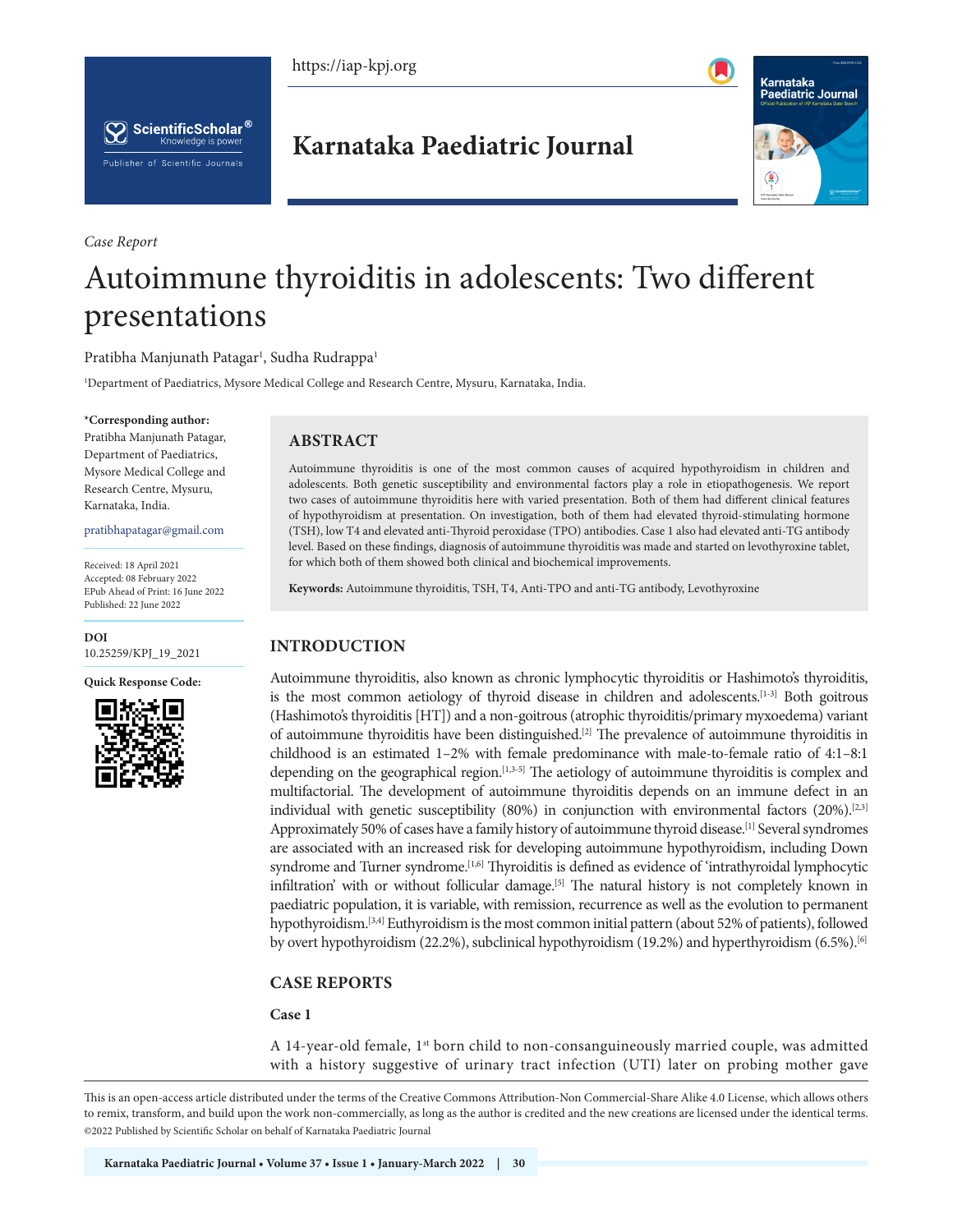*Case Report*

# Autoimmune thyroiditis in adolescents: Two different presentations

Pratibha Manjunath Patagar[1], Sudha Rudrappa[1]

[1]Department of Paediatrics, Mysore Medical College and Research Centre, Mysuru, Karnataka, India.

**\*Corresponding author:**
Pratibha Manjunath Patagar, Department of Paediatrics, Mysore Medical College and Research Centre, Mysuru, Karnataka, India.

pratibhapatagar@gmail.com

Received: 18 April 2021
Accepted: 08 February 2022
EPub Ahead of Print: 16 June 2022
Published: 22 June 2022

**DOI**
10.25259/KPJ_19_2021

**Quick Response Code:**

## ABSTRACT

Autoimmune thyroiditis is one of the most common causes of acquired hypothyroidism in children and adolescents. Both genetic susceptibility and environmental factors play a role in etiopathogenesis. We report two cases of autoimmune thyroiditis here with varied presentation. Both of them had different clinical features of hypothyroidism at presentation. On investigation, both of them had elevated thyroid-stimulating hormone (TSH), low T4 and elevated anti-Thyroid peroxidase (TPO) antibodies. Case 1 also had elevated anti-TG antibody level. Based on these findings, diagnosis of autoimmune thyroiditis was made and started on levothyroxine tablet, for which both of them showed both clinical and biochemical improvements.

**Keywords:** Autoimmune thyroiditis, TSH, T4, Anti-TPO and anti-TG antibody, Levothyroxine

## INTRODUCTION

Autoimmune thyroiditis, also known as chronic lymphocytic thyroiditis or Hashimoto's thyroiditis, is the most common aetiology of thyroid disease in children and adolescents.[1-3] Both goitrous (Hashimoto's thyroiditis [HT]) and a non-goitrous (atrophic thyroiditis/primary myxoedema) variant of autoimmune thyroiditis have been distinguished.[2] The prevalence of autoimmune thyroiditis in childhood is an estimated 1–2% with female predominance with male-to-female ratio of 4:1–8:1 depending on the geographical region.[1,3-5] The aetiology of autoimmune thyroiditis is complex and multifactorial. The development of autoimmune thyroiditis depends on an immune defect in an individual with genetic susceptibility (80%) in conjunction with environmental factors (20%).[2,3] Approximately 50% of cases have a family history of autoimmune thyroid disease.[1] Several syndromes are associated with an increased risk for developing autoimmune hypothyroidism, including Down syndrome and Turner syndrome.[1,6] Thyroiditis is defined as evidence of 'intrathyroidal lymphocytic infiltration' with or without follicular damage.[5] The natural history is not completely known in paediatric population, it is variable, with remission, recurrence as well as the evolution to permanent hypothyroidism.[3,4] Euthyroidism is the most common initial pattern (about 52% of patients), followed by overt hypothyroidism (22.2%), subclinical hypothyroidism (19.2%) and hyperthyroidism (6.5%).[6]

## CASE REPORTS

### Case 1

A 14-year-old female, 1st born child to non-consanguineously married couple, was admitted with a history suggestive of urinary tract infection (UTI) later on probing mother gave

This is an open-access article distributed under the terms of the Creative Commons Attribution-Non Commercial-Share Alike 4.0 License, which allows others to remix, transform, and build upon the work non-commercially, as long as the author is credited and the new creations are licensed under the identical terms.
©2022 Published by Scientific Scholar on behalf of Karnataka Paediatric Journal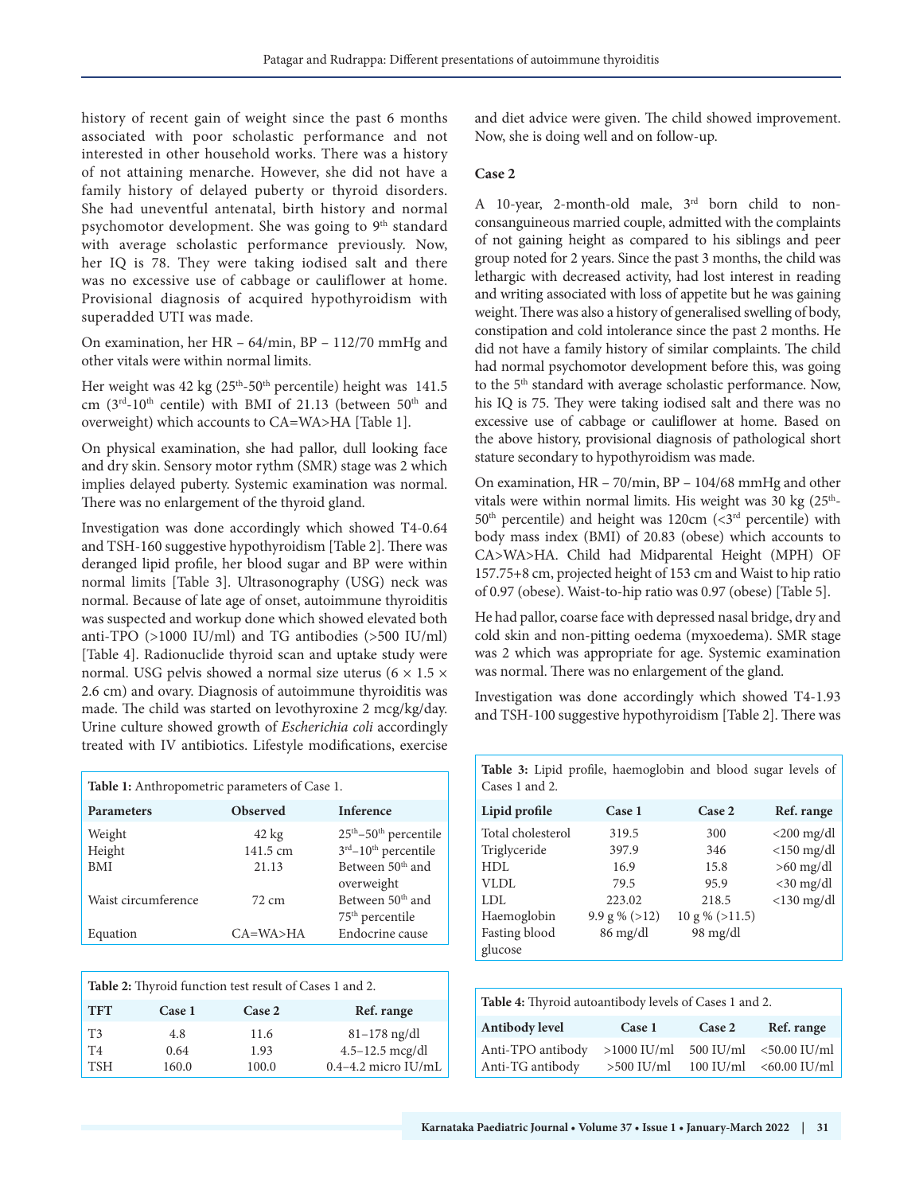history of recent gain of weight since the past 6 months associated with poor scholastic performance and not interested in other household works. There was a history of not attaining menarche. However, she did not have a family history of delayed puberty or thyroid disorders. She had uneventful antenatal, birth history and normal psychomotor development. She was going to 9th standard with average scholastic performance previously. Now, her IQ is 78. They were taking iodised salt and there was no excessive use of cabbage or cauliflower at home. Provisional diagnosis of acquired hypothyroidism with superadded UTI was made.

On examination, her HR – 64/min, BP – 112/70 mmHg and other vitals were within normal limits.

Her weight was 42 kg (25th-50th percentile) height was 141.5 cm (3rd-10th centile) with BMI of 21.13 (between 50th and overweight) which accounts to CA=WA>HA [Table 1].

On physical examination, she had pallor, dull looking face and dry skin. Sensory motor rythm (SMR) stage was 2 which implies delayed puberty. Systemic examination was normal. There was no enlargement of the thyroid gland.

Investigation was done accordingly which showed T4-0.64 and TSH-160 suggestive hypothyroidism [Table 2]. There was deranged lipid profile, her blood sugar and BP were within normal limits [Table 3]. Ultrasonography (USG) neck was normal. Because of late age of onset, autoimmune thyroiditis was suspected and workup done which showed elevated both anti-TPO (>1000 IU/ml) and TG antibodies (>500 IU/ml) [Table 4]. Radionuclide thyroid scan and uptake study were normal. USG pelvis showed a normal size uterus (6 × 1.5 × 2.6 cm) and ovary. Diagnosis of autoimmune thyroiditis was made. The child was started on levothyroxine 2 mcg/kg/day. Urine culture showed growth of *Escherichia coli* accordingly treated with IV antibiotics. Lifestyle modifications, exercise and diet advice were given. The child showed improvement. Now, she is doing well and on follow-up.

**Table 1:** Anthropometric parameters of Case 1.

| Parameters | Observed | Inference |
|---|---|---|
| Weight | 42 kg | 25th–50th percentile |
| Height | 141.5 cm | 3rd–10th percentile |
| BMI | 21.13 | Between 50th and overweight |
| Waist circumference | 72 cm | Between 50th and 75th percentile |
| Equation | CA=WA>HA | Endocrine cause |

**Table 2:** Thyroid function test result of Cases 1 and 2.

| TFT | Case 1 | Case 2 | Ref. range |
|---|---|---|---|
| T3 | 4.8 | 11.6 | 81–178 ng/dl |
| T4 | 0.64 | 1.93 | 4.5–12.5 mcg/dl |
| TSH | 160.0 | 100.0 | 0.4–4.2 micro IU/mL |

### Case 2

A 10-year, 2-month-old male, 3rd born child to non-consanguineous married couple, admitted with the complaints of not gaining height as compared to his siblings and peer group noted for 2 years. Since the past 3 months, the child was lethargic with decreased activity, had lost interest in reading and writing associated with loss of appetite but he was gaining weight. There was also a history of generalised swelling of body, constipation and cold intolerance since the past 2 months. He did not have a family history of similar complaints. The child had normal psychomotor development before this, was going to the 5th standard with average scholastic performance. Now, his IQ is 75. They were taking iodised salt and there was no excessive use of cabbage or cauliflower at home. Based on the above history, provisional diagnosis of pathological short stature secondary to hypothyroidism was made.

On examination, HR – 70/min, BP – 104/68 mmHg and other vitals were within normal limits. His weight was 30 kg (25th-50th percentile) and height was 120cm (<3rd percentile) with body mass index (BMI) of 20.83 (obese) which accounts to CA>WA>HA. Child had Midparental Height (MPH) OF 157.75+8 cm, projected height of 153 cm and Waist to hip ratio of 0.97 (obese). Waist-to-hip ratio was 0.97 (obese) [Table 5].

He had pallor, coarse face with depressed nasal bridge, dry and cold skin and non-pitting oedema (myxoedema). SMR stage was 2 which was appropriate for age. Systemic examination was normal. There was no enlargement of the gland.

Investigation was done accordingly which showed T4-1.93 and TSH-100 suggestive hypothyroidism [Table 2]. There was

**Table 3:** Lipid profile, haemoglobin and blood sugar levels of Cases 1 and 2.

| Lipid profile | Case 1 | Case 2 | Ref. range |
|---|---|---|---|
| Total cholesterol | 319.5 | 300 | <200 mg/dl |
| Triglyceride | 397.9 | 346 | <150 mg/dl |
| HDL | 16.9 | 15.8 | >60 mg/dl |
| VLDL | 79.5 | 95.9 | <30 mg/dl |
| LDL | 223.02 | 218.5 | <130 mg/dl |
| Haemoglobin | 9.9 g % (>12) | 10 g % (>11.5) | |
| Fasting blood glucose | 86 mg/dl | 98 mg/dl | |

**Table 4:** Thyroid autoantibody levels of Cases 1 and 2.

| Antibody level | Case 1 | Case 2 | Ref. range |
|---|---|---|---|
| Anti-TPO antibody | >1000 IU/ml | 500 IU/ml | <50.00 IU/ml |
| Anti-TG antibody | >500 IU/ml | 100 IU/ml | <60.00 IU/ml |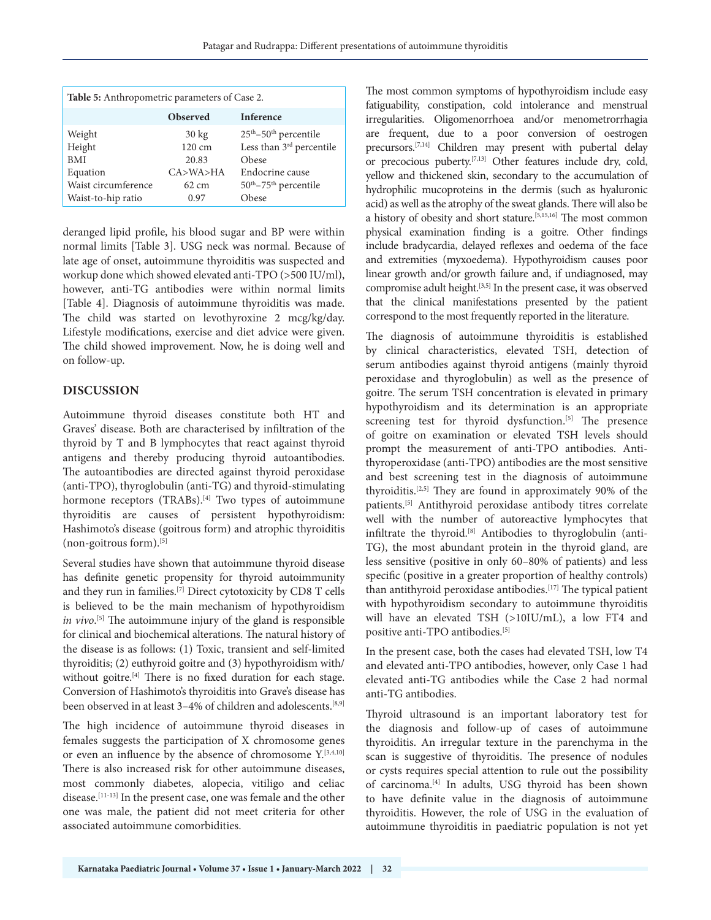**Table 5:** Anthropometric parameters of Case 2.

| | Observed | Inference |
|---|---|---|
| Weight | 30 kg | 25th–50th percentile |
| Height | 120 cm | Less than 3rd percentile |
| BMI | 20.83 | Obese |
| Equation | CA>WA>HA | Endocrine cause |
| Waist circumference | 62 cm | 50th–75th percentile |
| Waist-to-hip ratio | 0.97 | Obese |

deranged lipid profile, his blood sugar and BP were within normal limits [Table 3]. USG neck was normal. Because of late age of onset, autoimmune thyroiditis was suspected and workup done which showed elevated anti-TPO (>500 IU/ml), however, anti-TG antibodies were within normal limits [Table 4]. Diagnosis of autoimmune thyroiditis was made. The child was started on levothyroxine 2 mcg/kg/day. Lifestyle modifications, exercise and diet advice were given. The child showed improvement. Now, he is doing well and on follow-up.

## DISCUSSION

Autoimmune thyroid diseases constitute both HT and Graves' disease. Both are characterised by infiltration of the thyroid by T and B lymphocytes that react against thyroid antigens and thereby producing thyroid autoantibodies. The autoantibodies are directed against thyroid peroxidase (anti-TPO), thyroglobulin (anti-TG) and thyroid-stimulating hormone receptors (TRABs).[4] Two types of autoimmune thyroiditis are causes of persistent hypothyroidism: Hashimoto's disease (goitrous form) and atrophic thyroiditis (non-goitrous form).[5]

Several studies have shown that autoimmune thyroid disease has definite genetic propensity for thyroid autoimmunity and they run in families.[7] Direct cytotoxicity by CD8 T cells is believed to be the main mechanism of hypothyroidism *in vivo*.[5] The autoimmune injury of the gland is responsible for clinical and biochemical alterations. The natural history of the disease is as follows: (1) Toxic, transient and self-limited thyroiditis; (2) euthyroid goitre and (3) hypothyroidism with/without goitre.[4] There is no fixed duration for each stage. Conversion of Hashimoto's thyroiditis into Grave's disease has been observed in at least 3–4% of children and adolescents.[8,9]

The high incidence of autoimmune thyroid diseases in females suggests the participation of X chromosome genes or even an influence by the absence of chromosome Y.[3,4,10] There is also increased risk for other autoimmune diseases, most commonly diabetes, alopecia, vitiligo and celiac disease.[11-13] In the present case, one was female and the other one was male, the patient did not meet criteria for other associated autoimmune comorbidities.

The most common symptoms of hypothyroidism include easy fatiguability, constipation, cold intolerance and menstrual irregularities. Oligomenorrhoea and/or menometrorrhagia are frequent, due to a poor conversion of oestrogen precursors.[7,14] Children may present with pubertal delay or precocious puberty.[7,13] Other features include dry, cold, yellow and thickened skin, secondary to the accumulation of hydrophilic mucoproteins in the dermis (such as hyaluronic acid) as well as the atrophy of the sweat glands. There will also be a history of obesity and short stature.[5,15,16] The most common physical examination finding is a goitre. Other findings include bradycardia, delayed reflexes and oedema of the face and extremities (myxoedema). Hypothyroidism causes poor linear growth and/or growth failure and, if undiagnosed, may compromise adult height.[3,5] In the present case, it was observed that the clinical manifestations presented by the patient correspond to the most frequently reported in the literature.

The diagnosis of autoimmune thyroiditis is established by clinical characteristics, elevated TSH, detection of serum antibodies against thyroid antigens (mainly thyroid peroxidase and thyroglobulin) as well as the presence of goitre. The serum TSH concentration is elevated in primary hypothyroidism and its determination is an appropriate screening test for thyroid dysfunction.[5] The presence of goitre on examination or elevated TSH levels should prompt the measurement of anti-TPO antibodies. Anti-thyroperoxidase (anti-TPO) antibodies are the most sensitive and best screening test in the diagnosis of autoimmune thyroiditis.[2,5] They are found in approximately 90% of the patients.[5] Antithyroid peroxidase antibody titres correlate well with the number of autoreactive lymphocytes that infiltrate the thyroid.[8] Antibodies to thyroglobulin (anti-TG), the most abundant protein in the thyroid gland, are less sensitive (positive in only 60–80% of patients) and less specific (positive in a greater proportion of healthy controls) than antithyroid peroxidase antibodies.[17] The typical patient with hypothyroidism secondary to autoimmune thyroiditis will have an elevated TSH (>10IU/mL), a low FT4 and positive anti-TPO antibodies.[5]

In the present case, both the cases had elevated TSH, low T4 and elevated anti-TPO antibodies, however, only Case 1 had elevated anti-TG antibodies while the Case 2 had normal anti-TG antibodies.

Thyroid ultrasound is an important laboratory test for the diagnosis and follow-up of cases of autoimmune thyroiditis. An irregular texture in the parenchyma in the scan is suggestive of thyroiditis. The presence of nodules or cysts requires special attention to rule out the possibility of carcinoma.[4] In adults, USG thyroid has been shown to have definite value in the diagnosis of autoimmune thyroiditis. However, the role of USG in the evaluation of autoimmune thyroiditis in paediatric population is not yet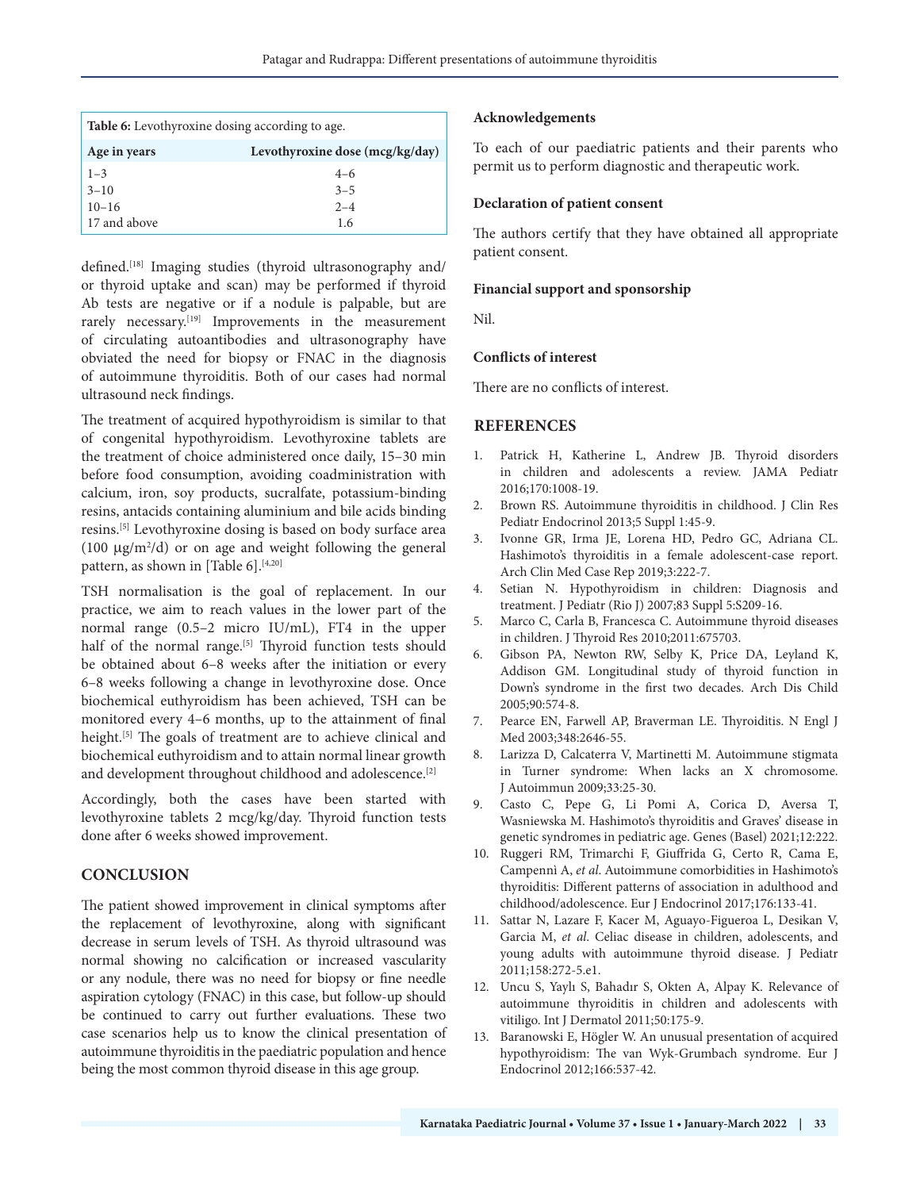**Table 6:** Levothyroxine dosing according to age.

| Age in years | Levothyroxine dose (mcg/kg/day) |
|---|---|
| 1–3 | 4–6 |
| 3–10 | 3–5 |
| 10–16 | 2–4 |
| 17 and above | 1.6 |

defined.[18] Imaging studies (thyroid ultrasonography and/or thyroid uptake and scan) may be performed if thyroid Ab tests are negative or if a nodule is palpable, but are rarely necessary.[19] Improvements in the measurement of circulating autoantibodies and ultrasonography have obviated the need for biopsy or FNAC in the diagnosis of autoimmune thyroiditis. Both of our cases had normal ultrasound neck findings.

The treatment of acquired hypothyroidism is similar to that of congenital hypothyroidism. Levothyroxine tablets are the treatment of choice administered once daily, 15–30 min before food consumption, avoiding coadministration with calcium, iron, soy products, sucralfate, potassium-binding resins, antacids containing aluminium and bile acids binding resins.[5] Levothyroxine dosing is based on body surface area (100 $\mu g/m^2/d$) or on age and weight following the general pattern, as shown in [Table 6].[4,20]

TSH normalisation is the goal of replacement. In our practice, we aim to reach values in the lower part of the normal range (0.5–2 micro IU/mL), FT4 in the upper half of the normal range.[5] Thyroid function tests should be obtained about 6–8 weeks after the initiation or every 6–8 weeks following a change in levothyroxine dose. Once biochemical euthyroidism has been achieved, TSH can be monitored every 4–6 months, up to the attainment of final height.[5] The goals of treatment are to achieve clinical and biochemical euthyroidism and to attain normal linear growth and development throughout childhood and adolescence.[2]

Accordingly, both the cases have been started with levothyroxine tablets 2 mcg/kg/day. Thyroid function tests done after 6 weeks showed improvement.

## CONCLUSION

The patient showed improvement in clinical symptoms after the replacement of levothyroxine, along with significant decrease in serum levels of TSH. As thyroid ultrasound was normal showing no calcification or increased vascularity or any nodule, there was no need for biopsy or fine needle aspiration cytology (FNAC) in this case, but follow-up should be continued to carry out further evaluations. These two case scenarios help us to know the clinical presentation of autoimmune thyroiditis in the paediatric population and hence being the most common thyroid disease in this age group.

### Acknowledgements

To each of our paediatric patients and their parents who permit us to perform diagnostic and therapeutic work.

### Declaration of patient consent

The authors certify that they have obtained all appropriate patient consent.

### Financial support and sponsorship

Nil.

### Conflicts of interest

There are no conflicts of interest.

## REFERENCES

1. Patrick H, Katherine L, Andrew JB. Thyroid disorders in children and adolescents a review. JAMA Pediatr 2016;170:1008-19.
2. Brown RS. Autoimmune thyroiditis in childhood. J Clin Res Pediatr Endocrinol 2013;5 Suppl 1:45-9.
3. Ivonne GR, Irma JE, Lorena HD, Pedro GC, Adriana CL. Hashimoto's thyroiditis in a female adolescent-case report. Arch Clin Med Case Rep 2019;3:222-7.
4. Setian N. Hypothyroidism in children: Diagnosis and treatment. J Pediatr (Rio J) 2007;83 Suppl 5:S209-16.
5. Marco C, Carla B, Francesca C. Autoimmune thyroid diseases in children. J Thyroid Res 2010;2011:675703.
6. Gibson PA, Newton RW, Selby K, Price DA, Leyland K, Addison GM. Longitudinal study of thyroid function in Down's syndrome in the first two decades. Arch Dis Child 2005;90:574-8.
7. Pearce EN, Farwell AP, Braverman LE. Thyroiditis. N Engl J Med 2003;348:2646-55.
8. Larizza D, Calcaterra V, Martinetti M. Autoimmune stigmata in Turner syndrome: When lacks an X chromosome. J Autoimmun 2009;33:25-30.
9. Casto C, Pepe G, Li Pomi A, Corica D, Aversa T, Wasniewska M. Hashimoto's thyroiditis and Graves' disease in genetic syndromes in pediatric age. Genes (Basel) 2021;12:222.
10. Ruggeri RM, Trimarchi F, Giuffrida G, Certo R, Cama E, Campennì A, *et al*. Autoimmune comorbidities in Hashimoto's thyroiditis: Different patterns of association in adulthood and childhood/adolescence. Eur J Endocrinol 2017;176:133-41.
11. Sattar N, Lazare F, Kacer M, Aguayo-Figueroa L, Desikan V, Garcia M, *et al*. Celiac disease in children, adolescents, and young adults with autoimmune thyroid disease. J Pediatr 2011;158:272-5.e1.
12. Uncu S, Yaylı S, Bahadır S, Okten A, Alpay K. Relevance of autoimmune thyroiditis in children and adolescents with vitiligo. Int J Dermatol 2011;50:175-9.
13. Baranowski E, Högler W. An unusual presentation of acquired hypothyroidism: The van Wyk-Grumbach syndrome. Eur J Endocrinol 2012;166:537-42.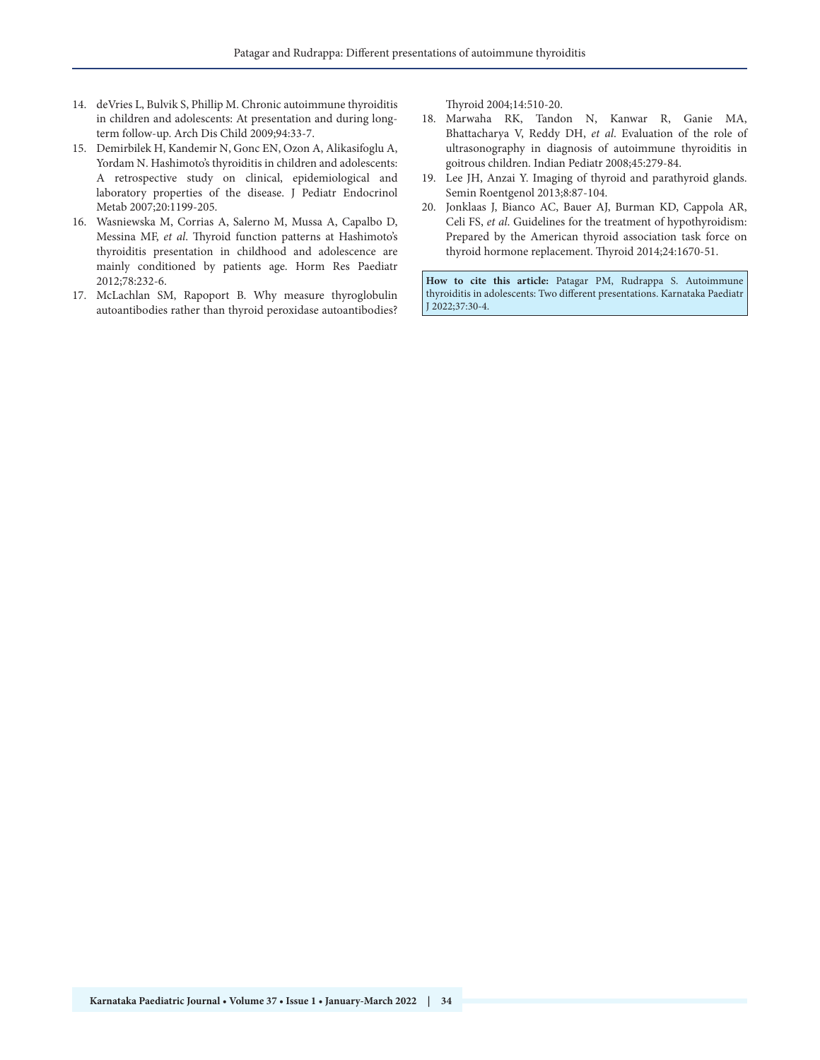14. deVries L, Bulvik S, Phillip M. Chronic autoimmune thyroiditis in children and adolescents: At presentation and during long-term follow-up. Arch Dis Child 2009;94:33-7.
15. Demirbilek H, Kandemir N, Gonc EN, Ozon A, Alikasifoglu A, Yordam N. Hashimoto's thyroiditis in children and adolescents: A retrospective study on clinical, epidemiological and laboratory properties of the disease. J Pediatr Endocrinol Metab 2007;20:1199-205.
16. Wasniewska M, Corrias A, Salerno M, Mussa A, Capalbo D, Messina MF, *et al*. Thyroid function patterns at Hashimoto's thyroiditis presentation in childhood and adolescence are mainly conditioned by patients age. Horm Res Paediatr 2012;78:232-6.
17. McLachlan SM, Rapoport B. Why measure thyroglobulin autoantibodies rather than thyroid peroxidase autoantibodies? Thyroid 2004;14:510-20.
18. Marwaha RK, Tandon N, Kanwar R, Ganie MA, Bhattacharya V, Reddy DH, *et al*. Evaluation of the role of ultrasonography in diagnosis of autoimmune thyroiditis in goitrous children. Indian Pediatr 2008;45:279-84.
19. Lee JH, Anzai Y. Imaging of thyroid and parathyroid glands. Semin Roentgenol 2013;8:87-104.
20. Jonklaas J, Bianco AC, Bauer AJ, Burman KD, Cappola AR, Celi FS, *et al*. Guidelines for the treatment of hypothyroidism: Prepared by the American thyroid association task force on thyroid hormone replacement. Thyroid 2014;24:1670-51.

**How to cite this article:** Patagar PM, Rudrappa S. Autoimmune thyroiditis in adolescents: Two different presentations. Karnataka Paediatr J 2022;37:30-4.